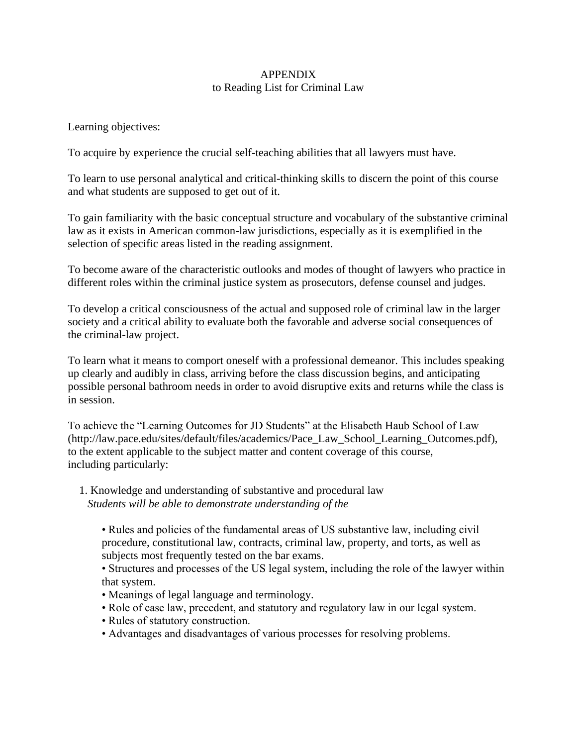# APPENDIX
## to Reading List for Criminal Law

Learning objectives:

To acquire by experience the crucial self-teaching abilities that all lawyers must have.

To learn to use personal analytical and critical-thinking skills to discern the point of this course and what students are supposed to get out of it.

To gain familiarity with the basic conceptual structure and vocabulary of the substantive criminal law as it exists in American common-law jurisdictions, especially as it is exemplified in the selection of specific areas listed in the reading assignment.

To become aware of the characteristic outlooks and modes of thought of lawyers who practice in different roles within the criminal justice system as prosecutors, defense counsel and judges.

To develop a critical consciousness of the actual and supposed role of criminal law in the larger society and a critical ability to evaluate both the favorable and adverse social consequences of the criminal-law project.

To learn what it means to comport oneself with a professional demeanor. This includes speaking up clearly and audibly in class, arriving before the class discussion begins, and anticipating possible personal bathroom needs in order to avoid disruptive exits and returns while the class is in session.

To achieve the "Learning Outcomes for JD Students" at the Elisabeth Haub School of Law (http://law.pace.edu/sites/default/files/academics/Pace_Law_School_Learning_Outcomes.pdf), to the extent applicable to the subject matter and content coverage of this course, including particularly:

1. Knowledge and understanding of substantive and procedural law
   *Students will be able to demonstrate understanding of the*

   - Rules and policies of the fundamental areas of US substantive law, including civil procedure, constitutional law, contracts, criminal law, property, and torts, as well as subjects most frequently tested on the bar exams.
   - Structures and processes of the US legal system, including the role of the lawyer within that system.
   - Meanings of legal language and terminology.
   - Role of case law, precedent, and statutory and regulatory law in our legal system.
   - Rules of statutory construction.
   - Advantages and disadvantages of various processes for resolving problems.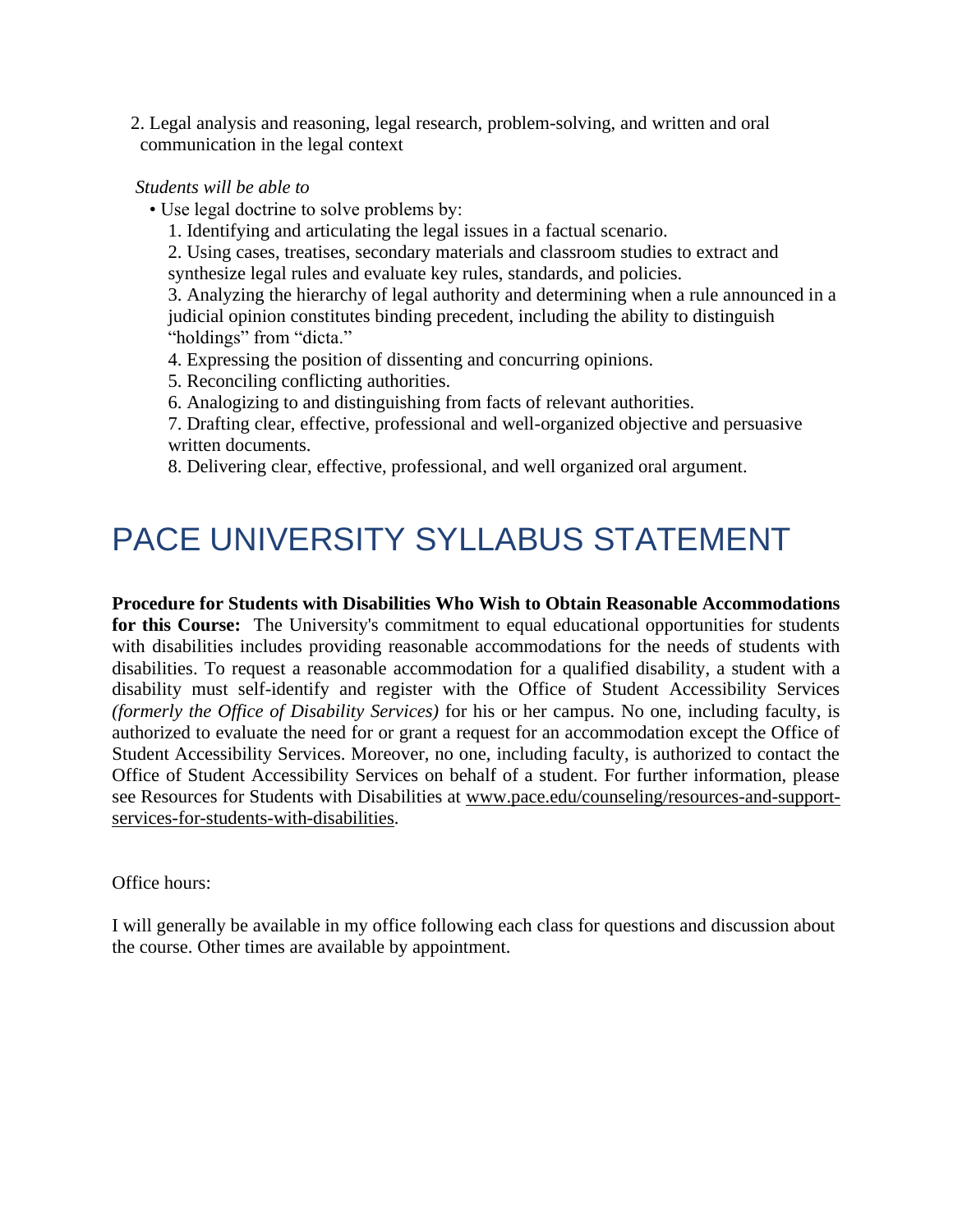2. Legal analysis and reasoning, legal research, problem-solving, and written and oral communication in the legal context

*Students will be able to*

- Use legal doctrine to solve problems by:
  1. Identifying and articulating the legal issues in a factual scenario.
  2. Using cases, treatises, secondary materials and classroom studies to extract and synthesize legal rules and evaluate key rules, standards, and policies.
  3. Analyzing the hierarchy of legal authority and determining when a rule announced in a judicial opinion constitutes binding precedent, including the ability to distinguish "holdings" from "dicta."
  4. Expressing the position of dissenting and concurring opinions.
  5. Reconciling conflicting authorities.
  6. Analogizing to and distinguishing from facts of relevant authorities.
  7. Drafting clear, effective, professional and well-organized objective and persuasive written documents.
  8. Delivering clear, effective, professional, and well organized oral argument.

# PACE UNIVERSITY SYLLABUS STATEMENT

**Procedure for Students with Disabilities Who Wish to Obtain Reasonable Accommodations for this Course:** The University's commitment to equal educational opportunities for students with disabilities includes providing reasonable accommodations for the needs of students with disabilities. To request a reasonable accommodation for a qualified disability, a student with a disability must self-identify and register with the Office of Student Accessibility Services *(formerly the Office of Disability Services)* for his or her campus. No one, including faculty, is authorized to evaluate the need for or grant a request for an accommodation except the Office of Student Accessibility Services. Moreover, no one, including faculty, is authorized to contact the Office of Student Accessibility Services on behalf of a student. For further information, please see Resources for Students with Disabilities at www.pace.edu/counseling/resources-and-support-services-for-students-with-disabilities.

Office hours:

I will generally be available in my office following each class for questions and discussion about the course. Other times are available by appointment.